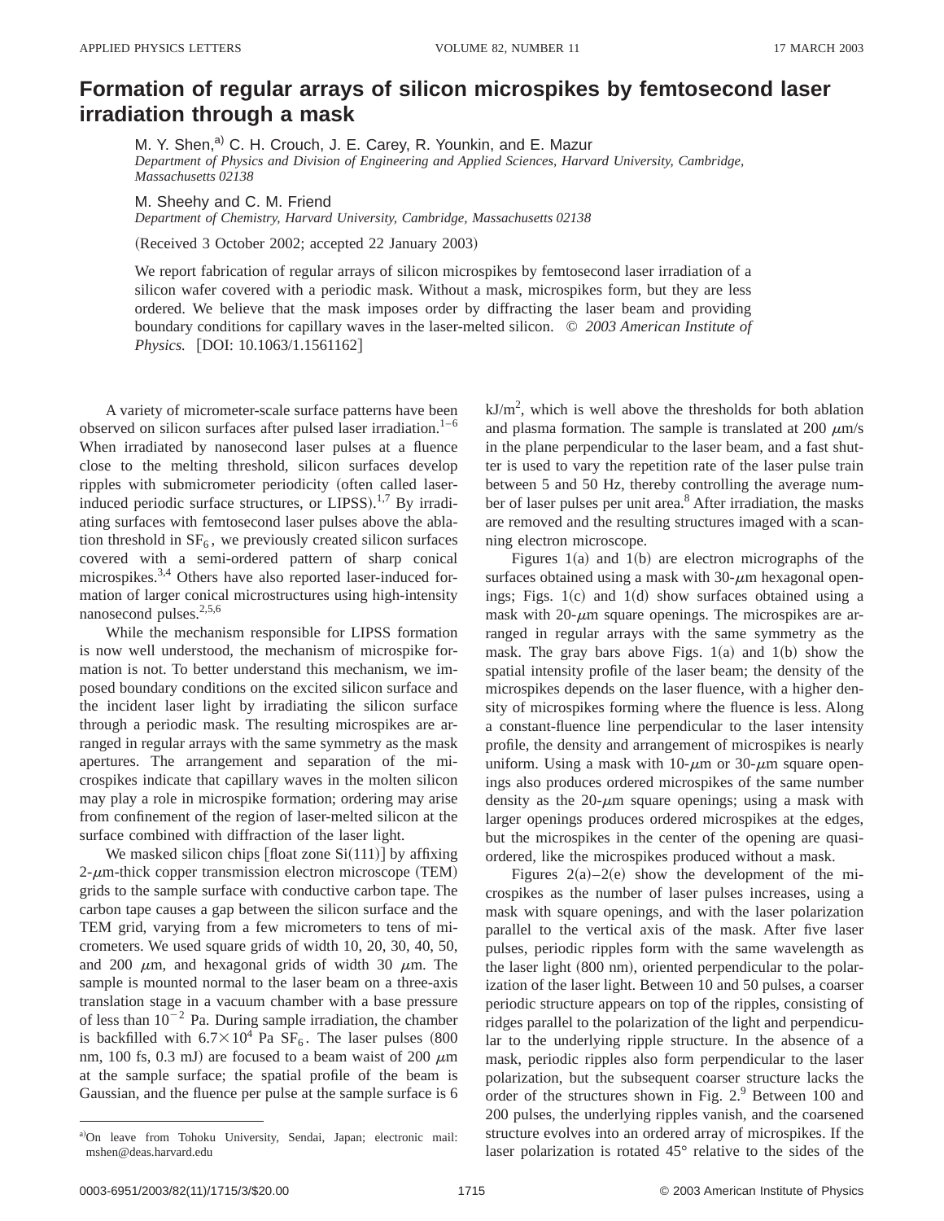# Formation of regular arrays of silicon microspikes by femtosecond laser irradiation through a mask

M. Y. Shen,[a] C. H. Crouch, J. E. Carey, R. Younkin, and E. Mazur

*Department of Physics and Division of Engineering and Applied Sciences, Harvard University, Cambridge, Massachusetts 02138*

M. Sheehy and C. M. Friend

*Department of Chemistry, Harvard University, Cambridge, Massachusetts 02138*

(Received 3 October 2002; accepted 22 January 2003)

We report fabrication of regular arrays of silicon microspikes by femtosecond laser irradiation of a silicon wafer covered with a periodic mask. Without a mask, microspikes form, but they are less ordered. We believe that the mask imposes order by diffracting the laser beam and providing boundary conditions for capillary waves in the laser-melted silicon. © *2003 American Institute of Physics.* [DOI: 10.1063/1.1561162]

A variety of micrometer-scale surface patterns have been observed on silicon surfaces after pulsed laser irradiation.[1–6] When irradiated by nanosecond laser pulses at a fluence close to the melting threshold, silicon surfaces develop ripples with submicrometer periodicity (often called laser-induced periodic surface structures, or LIPSS).[1,7] By irradiating surfaces with femtosecond laser pulses above the ablation threshold in $SF_6$, we previously created silicon surfaces covered with a semi-ordered pattern of sharp conical microspikes.[3,4] Others have also reported laser-induced formation of larger conical microstructures using high-intensity nanosecond pulses.[2,5,6]

While the mechanism responsible for LIPSS formation is now well understood, the mechanism of microspike formation is not. To better understand this mechanism, we imposed boundary conditions on the excited silicon surface and the incident laser light by irradiating the silicon surface through a periodic mask. The resulting microspikes are arranged in regular arrays with the same symmetry as the mask apertures. The arrangement and separation of the microspikes indicate that capillary waves in the molten silicon may play a role in microspike formation; ordering may arise from confinement of the region of laser-melted silicon at the surface combined with diffraction of the laser light.

We masked silicon chips [float zone Si(111)] by affixing 2-$\mu$m-thick copper transmission electron microscope (TEM) grids to the sample surface with conductive carbon tape. The carbon tape causes a gap between the silicon surface and the TEM grid, varying from a few micrometers to tens of micrometers. We used square grids of width 10, 20, 30, 40, 50, and 200 $\mu$m, and hexagonal grids of width 30 $\mu$m. The sample is mounted normal to the laser beam on a three-axis translation stage in a vacuum chamber with a base pressure of less than $10^{-2}$ Pa. During sample irradiation, the chamber is backfilled with $6.7\times10^4$ Pa $SF_6$. The laser pulses (800 nm, 100 fs, 0.3 mJ) are focused to a beam waist of 200 $\mu$m at the sample surface; the spatial profile of the beam is Gaussian, and the fluence per pulse at the sample surface is 6 $kJ/m^2$, which is well above the thresholds for both ablation and plasma formation. The sample is translated at 200 $\mu$m/s in the plane perpendicular to the laser beam, and a fast shutter is used to vary the repetition rate of the laser pulse train between 5 and 50 Hz, thereby controlling the average number of laser pulses per unit area.[8] After irradiation, the masks are removed and the resulting structures imaged with a scanning electron microscope.

Figures 1(a) and 1(b) are electron micrographs of the surfaces obtained using a mask with 30-$\mu$m hexagonal openings; Figs. 1(c) and 1(d) show surfaces obtained using a mask with 20-$\mu$m square openings. The microspikes are arranged in regular arrays with the same symmetry as the mask. The gray bars above Figs. 1(a) and 1(b) show the spatial intensity profile of the laser beam; the density of the microspikes depends on the laser fluence, with a higher density of microspikes forming where the fluence is less. Along a constant-fluence line perpendicular to the laser intensity profile, the density and arrangement of microspikes is nearly uniform. Using a mask with 10-$\mu$m or 30-$\mu$m square openings also produces ordered microspikes of the same number density as the 20-$\mu$m square openings; using a mask with larger openings produces ordered microspikes at the edges, but the microspikes in the center of the opening are quasi-ordered, like the microspikes produced without a mask.

Figures 2(a)–2(e) show the development of the microspikes as the number of laser pulses increases, using a mask with square openings, and with the laser polarization parallel to the vertical axis of the mask. After five laser pulses, periodic ripples form with the same wavelength as the laser light (800 nm), oriented perpendicular to the polarization of the laser light. Between 10 and 50 pulses, a coarser periodic structure appears on top of the ripples, consisting of ridges parallel to the polarization of the light and perpendicular to the underlying ripple structure. In the absence of a mask, periodic ripples also form perpendicular to the laser polarization, but the subsequent coarser structure lacks the order of the structures shown in Fig. 2.[9] Between 100 and 200 pulses, the underlying ripples vanish, and the coarsened structure evolves into an ordered array of microspikes. If the laser polarization is rotated 45° relative to the sides of the

[a] On leave from Tohoku University, Sendai, Japan; electronic mail: mshen@deas.harvard.edu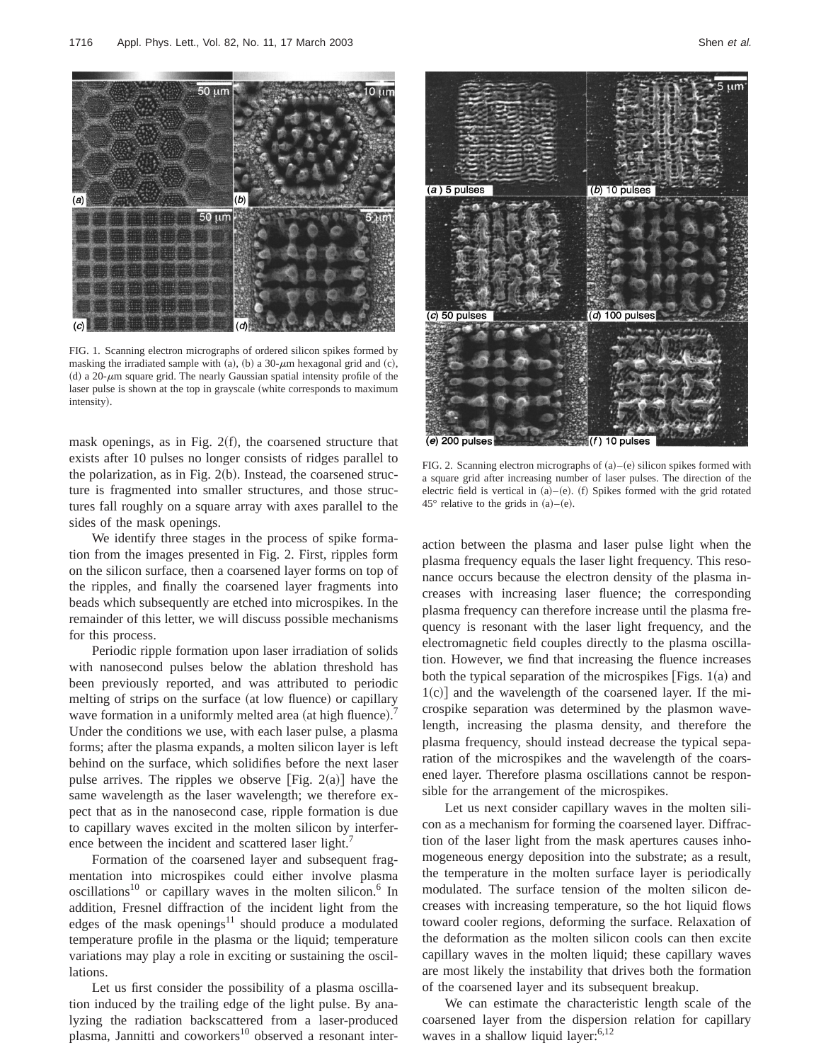FIG. 1. Scanning electron micrographs of ordered silicon spikes formed by masking the irradiated sample with (a), (b) a 30-$\mu$m hexagonal grid and (c), (d) a 20-$\mu$m square grid. The nearly Gaussian spatial intensity profile of the laser pulse is shown at the top in grayscale (white corresponds to maximum intensity).

FIG. 2. Scanning electron micrographs of (a)–(e) silicon spikes formed with a square grid after increasing number of laser pulses. The direction of the electric field is vertical in (a)–(e). (f) Spikes formed with the grid rotated 45° relative to the grids in (a)–(e).

mask openings, as in Fig. 2(f), the coarsened structure that exists after 10 pulses no longer consists of ridges parallel to the polarization, as in Fig. 2(b). Instead, the coarsened structure is fragmented into smaller structures, and those structures fall roughly on a square array with axes parallel to the sides of the mask openings.

We identify three stages in the process of spike formation from the images presented in Fig. 2. First, ripples form on the silicon surface, then a coarsened layer forms on top of the ripples, and finally the coarsened layer fragments into beads which subsequently are etched into microspikes. In the remainder of this letter, we will discuss possible mechanisms for this process.

Periodic ripple formation upon laser irradiation of solids with nanosecond pulses below the ablation threshold has been previously reported, and was attributed to periodic melting of strips on the surface (at low fluence) or capillary wave formation in a uniformly melted area (at high fluence).[7] Under the conditions we use, with each laser pulse, a plasma forms; after the plasma expands, a molten silicon layer is left behind on the surface, which solidifies before the next laser pulse arrives. The ripples we observe [Fig. 2(a)] have the same wavelength as the laser wavelength; we therefore expect that as in the nanosecond case, ripple formation is due to capillary waves excited in the molten silicon by interference between the incident and scattered laser light.[7]

Formation of the coarsened layer and subsequent fragmentation into microspikes could either involve plasma oscillations[10] or capillary waves in the molten silicon.[6] In addition, Fresnel diffraction of the incident light from the edges of the mask openings[11] should produce a modulated temperature profile in the plasma or the liquid; temperature variations may play a role in exciting or sustaining the oscillations.

Let us first consider the possibility of a plasma oscillation induced by the trailing edge of the light pulse. By analyzing the radiation backscattered from a laser-produced plasma, Jannitti and coworkers[10] observed a resonant interaction between the plasma and laser pulse light when the plasma frequency equals the laser light frequency. This resonance occurs because the electron density of the plasma increases with increasing laser fluence; the corresponding plasma frequency can therefore increase until the plasma frequency is resonant with the laser light frequency, and the electromagnetic field couples directly to the plasma oscillation. However, we find that increasing the fluence increases both the typical separation of the microspikes [Figs. 1(a) and 1(c)] and the wavelength of the coarsened layer. If the microspike separation was determined by the plasmon wavelength, increasing the plasma density, and therefore the plasma frequency, should instead decrease the typical separation of the microspikes and the wavelength of the coarsened layer. Therefore plasma oscillations cannot be responsible for the arrangement of the microspikes.

Let us next consider capillary waves in the molten silicon as a mechanism for forming the coarsened layer. Diffraction of the laser light from the mask apertures causes inhomogeneous energy deposition into the substrate; as a result, the temperature in the molten surface layer is periodically modulated. The surface tension of the molten silicon decreases with increasing temperature, so the hot liquid flows toward cooler regions, deforming the surface. Relaxation of the deformation as the molten silicon cools can then excite capillary waves in the molten liquid; these capillary waves are most likely the instability that drives both the formation of the coarsened layer and its subsequent breakup.

We can estimate the characteristic length scale of the coarsened layer from the dispersion relation for capillary waves in a shallow liquid layer:[6,12]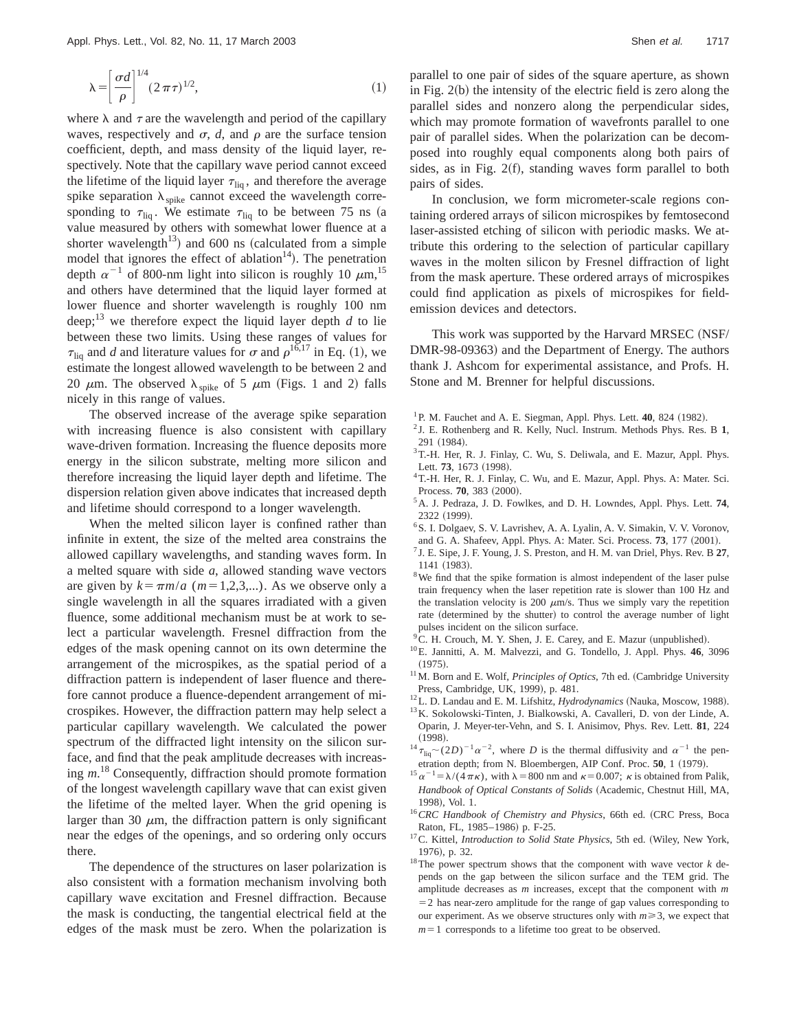$$\lambda = \left[\frac{\sigma d}{\rho}\right]^{1/4} (2\pi\tau)^{1/2}, \tag{1}$$

where $\lambda$ and $\tau$ are the wavelength and period of the capillary waves, respectively and $\sigma$, $d$, and $\rho$ are the surface tension coefficient, depth, and mass density of the liquid layer, respectively. Note that the capillary wave period cannot exceed the lifetime of the liquid layer $\tau_{\text{liq}}$, and therefore the average spike separation $\lambda_{\text{spike}}$ cannot exceed the wavelength corresponding to $\tau_{\text{liq}}$. We estimate $\tau_{\text{liq}}$ to be between 75 ns (a value measured by others with somewhat lower fluence at a shorter wavelength[13]) and 600 ns (calculated from a simple model that ignores the effect of ablation[14]). The penetration depth $\alpha^{-1}$ of 800-nm light into silicon is roughly 10 $\mu$m,[15] and others have determined that the liquid layer formed at lower fluence and shorter wavelength is roughly 100 nm deep;[13] we therefore expect the liquid layer depth $d$ to lie between these two limits. Using these ranges of values for $\tau_{\text{liq}}$ and $d$ and literature values for $\sigma$ and $\rho$[16,17] in Eq. (1), we estimate the longest allowed wavelength to be between 2 and 20 $\mu$m. The observed $\lambda_{\text{spike}}$ of 5 $\mu$m (Figs. 1 and 2) falls nicely in this range of values.

The observed increase of the average spike separation with increasing fluence is also consistent with capillary wave-driven formation. Increasing the fluence deposits more energy in the silicon substrate, melting more silicon and therefore increasing the liquid layer depth and lifetime. The dispersion relation given above indicates that increased depth and lifetime should correspond to a longer wavelength.

When the melted silicon layer is confined rather than infinite in extent, the size of the melted area constrains the allowed capillary wavelengths, and standing waves form. In a melted square with side $a$, allowed standing wave vectors are given by $k = \pi m/a$ ($m = 1,2,3,\ldots$). As we observe only a single wavelength in all the squares irradiated with a given fluence, some additional mechanism must be at work to select a particular wavelength. Fresnel diffraction from the edges of the mask opening cannot on its own determine the arrangement of the microspikes, as the spatial period of a diffraction pattern is independent of laser fluence and therefore cannot produce a fluence-dependent arrangement of microspikes. However, the diffraction pattern may help select a particular capillary wavelength. We calculated the power spectrum of the diffracted light intensity on the silicon surface, and find that the peak amplitude decreases with increasing $m$.[18] Consequently, diffraction should promote formation of the longest wavelength capillary wave that can exist given the lifetime of the melted layer. When the grid opening is larger than 30 $\mu$m, the diffraction pattern is only significant near the edges of the openings, and so ordering only occurs there.

The dependence of the structures on laser polarization is also consistent with a formation mechanism involving both capillary wave excitation and Fresnel diffraction. Because the mask is conducting, the tangential electrical field at the edges of the mask must be zero. When the polarization is parallel to one pair of sides of the square aperture, as shown in Fig. 2(b) the intensity of the electric field is zero along the parallel sides and nonzero along the perpendicular sides, which may promote formation of wavefronts parallel to one pair of parallel sides. When the polarization can be decomposed into roughly equal components along both pairs of sides, as in Fig. 2(f), standing waves form parallel to both pairs of sides.

In conclusion, we form micrometer-scale regions containing ordered arrays of silicon microspikes by femtosecond laser-assisted etching of silicon with periodic masks. We attribute this ordering to the selection of particular capillary waves in the molten silicon by Fresnel diffraction of light from the mask aperture. These ordered arrays of microspikes could find application as pixels of microspikes for field-emission devices and detectors.

This work was supported by the Harvard MRSEC (NSF/DMR-98-09363) and the Department of Energy. The authors thank J. Ashcom for experimental assistance, and Profs. H. Stone and M. Brenner for helpful discussions.

[1] P. M. Fauchet and A. E. Siegman, Appl. Phys. Lett. **40**, 824 (1982).

[2] J. E. Rothenberg and R. Kelly, Nucl. Instrum. Methods Phys. Res. B **1**, 291 (1984).

[3] T.-H. Her, R. J. Finlay, C. Wu, S. Deliwala, and E. Mazur, Appl. Phys. Lett. **73**, 1673 (1998).

[4] T.-H. Her, R. J. Finlay, C. Wu, and E. Mazur, Appl. Phys. A: Mater. Sci. Process. **70**, 383 (2000).

[5] A. J. Pedraza, J. D. Fowlkes, and D. H. Lowndes, Appl. Phys. Lett. **74**, 2322 (1999).

[6] S. I. Dolgaev, S. V. Lavrishev, A. A. Lyalin, A. V. Simakin, V. V. Voronov, and G. A. Shafeev, Appl. Phys. A: Mater. Sci. Process. **73**, 177 (2001).

[7] J. E. Sipe, J. F. Young, J. S. Preston, and H. M. van Driel, Phys. Rev. B **27**, 1141 (1983).

[8] We find that the spike formation is almost independent of the laser pulse train frequency when the laser repetition rate is slower than 100 Hz and the translation velocity is 200 $\mu$m/s. Thus we simply vary the repetition rate (determined by the shutter) to control the average number of light pulses incident on the silicon surface.

[9] C. H. Crouch, M. Y. Shen, J. E. Carey, and E. Mazur (unpublished).

[10] E. Jannitti, A. M. Malvezzi, and G. Tondello, J. Appl. Phys. **46**, 3096 (1975).

[11] M. Born and E. Wolf, *Principles of Optics*, 7th ed. (Cambridge University Press, Cambridge, UK, 1999), p. 481.

[12] L. D. Landau and E. M. Lifshitz, *Hydrodynamics* (Nauka, Moscow, 1988).

[13] K. Sokolowski-Tinten, J. Bialkowski, A. Cavalleri, D. von der Linde, A. Oparin, J. Meyer-ter-Vehn, and S. I. Anisimov, Phys. Rev. Lett. **81**, 224 (1998).

[14] $\tau_{\text{liq}} \sim (2D)^{-1}\alpha^{-2}$, where $D$ is the thermal diffusivity and $\alpha^{-1}$ the penetration depth; from N. Bloembergen, AIP Conf. Proc. **50**, 1 (1979).

[15] $\alpha^{-1} = \lambda/(4\pi\kappa)$, with $\lambda = 800$ nm and $\kappa = 0.007$; $\kappa$ is obtained from Palik, *Handbook of Optical Constants of Solids* (Academic, Chestnut Hill, MA, 1998), Vol. 1.

[16] *CRC Handbook of Chemistry and Physics*, 66th ed. (CRC Press, Boca Raton, FL, 1985–1986) p. F-25.

[17] C. Kittel, *Introduction to Solid State Physics*, 5th ed. (Wiley, New York, 1976), p. 32.

[18] The power spectrum shows that the component with wave vector $k$ depends on the gap between the silicon surface and the TEM grid. The amplitude decreases as $m$ increases, except that the component with $m = 2$ has near-zero amplitude for the range of gap values corresponding to our experiment. As we observe structures only with $m \geq 3$, we expect that $m = 1$ corresponds to a lifetime too great to be observed.